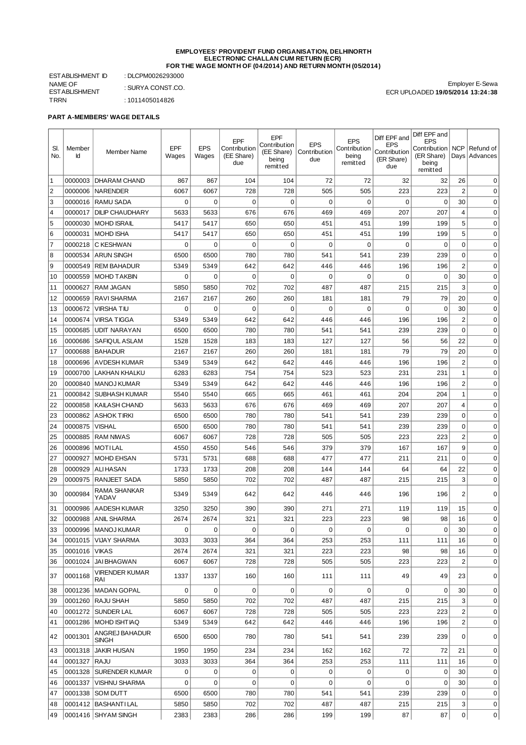**EMPLOYEES' PROVIDENT FUND ORGANISATION, DELHINORTH**
**ELECTRONIC CHALLAN CUM RETURN (ECR)**
**FOR THE WAGE MONTH OF (04/2014) AND RETURN MONTH (05/2014)**

ESTABLISHMENT ID : DLCPM0026293000
NAME OF ESTABLISHMENT : SURYA CONST.CO.
TRRN : 1011405014826

Employer E-Sewa
ECR UPLOADED **19/05/2014 13:24:38**

**PART A-MEMBERS' WAGE DETAILS**

| Sl. No. | Member Id | Member Name | EPF Wages | EPS Wages | EPF Contribution (EE Share) due | EPF Contribution (EE Share) being remitted | EPS Contribution due | EPS Contribution being remitted | Diff EPF and EPS Contribution (ER Share) due | Diff EPF and EPS Contribution (ER Share) being remitted | NCP Days | Refund of Advances |
|---|---|---|---|---|---|---|---|---|---|---|---|---|
| 1 | 0000003 | DHARAM CHAND | 867 | 867 | 104 | 104 | 72 | 72 | 32 | 32 | 26 | 0 |
| 2 | 0000006 | NARENDER | 6067 | 6067 | 728 | 728 | 505 | 505 | 223 | 223 | 2 | 0 |
| 3 | 0000016 | RAMU SADA | 0 | 0 | 0 | 0 | 0 | 0 | 0 | 0 | 30 | 0 |
| 4 | 0000017 | DILIP CHAUDHARY | 5633 | 5633 | 676 | 676 | 469 | 469 | 207 | 207 | 4 | 0 |
| 5 | 0000030 | MOHD ISRAIL | 5417 | 5417 | 650 | 650 | 451 | 451 | 199 | 199 | 5 | 0 |
| 6 | 0000031 | MOHD ISHA | 5417 | 5417 | 650 | 650 | 451 | 451 | 199 | 199 | 5 | 0 |
| 7 | 0000218 | C KESHWAN | 0 | 0 | 0 | 0 | 0 | 0 | 0 | 0 | 0 | 0 |
| 8 | 0000534 | ARUN SINGH | 6500 | 6500 | 780 | 780 | 541 | 541 | 239 | 239 | 0 | 0 |
| 9 | 0000549 | REM BAHADUR | 5349 | 5349 | 642 | 642 | 446 | 446 | 196 | 196 | 2 | 0 |
| 10 | 0000559 | MOHD TAKBIN | 0 | 0 | 0 | 0 | 0 | 0 | 0 | 0 | 30 | 0 |
| 11 | 0000627 | RAM JAGAN | 5850 | 5850 | 702 | 702 | 487 | 487 | 215 | 215 | 3 | 0 |
| 12 | 0000659 | RAVI SHARMA | 2167 | 2167 | 260 | 260 | 181 | 181 | 79 | 79 | 20 | 0 |
| 13 | 0000672 | VIRSHA TIU | 0 | 0 | 0 | 0 | 0 | 0 | 0 | 0 | 30 | 0 |
| 14 | 0000674 | VIRSA TIGGA | 5349 | 5349 | 642 | 642 | 446 | 446 | 196 | 196 | 2 | 0 |
| 15 | 0000685 | UDIT NARAYAN | 6500 | 6500 | 780 | 780 | 541 | 541 | 239 | 239 | 0 | 0 |
| 16 | 0000686 | SAFIQUL ASLAM | 1528 | 1528 | 183 | 183 | 127 | 127 | 56 | 56 | 22 | 0 |
| 17 | 0000688 | BAHADUR | 2167 | 2167 | 260 | 260 | 181 | 181 | 79 | 79 | 20 | 0 |
| 18 | 0000696 | AVDESH KUMAR | 5349 | 5349 | 642 | 642 | 446 | 446 | 196 | 196 | 2 | 0 |
| 19 | 0000700 | LAKHAN KHALKU | 6283 | 6283 | 754 | 754 | 523 | 523 | 231 | 231 | 1 | 0 |
| 20 | 0000840 | MANOJ KUMAR | 5349 | 5349 | 642 | 642 | 446 | 446 | 196 | 196 | 2 | 0 |
| 21 | 0000842 | SUBHASH KUMAR | 5540 | 5540 | 665 | 665 | 461 | 461 | 204 | 204 | 1 | 0 |
| 22 | 0000858 | KAILASH CHAND | 5633 | 5633 | 676 | 676 | 469 | 469 | 207 | 207 | 4 | 0 |
| 23 | 0000862 | ASHOK TIRKI | 6500 | 6500 | 780 | 780 | 541 | 541 | 239 | 239 | 0 | 0 |
| 24 | 0000875 | VISHAL | 6500 | 6500 | 780 | 780 | 541 | 541 | 239 | 239 | 0 | 0 |
| 25 | 0000885 | RAM NIWAS | 6067 | 6067 | 728 | 728 | 505 | 505 | 223 | 223 | 2 | 0 |
| 26 | 0000896 | MOTI LAL | 4550 | 4550 | 546 | 546 | 379 | 379 | 167 | 167 | 9 | 0 |
| 27 | 0000927 | MOHD EHSAN | 5731 | 5731 | 688 | 688 | 477 | 477 | 211 | 211 | 0 | 0 |
| 28 | 0000929 | ALI HASAN | 1733 | 1733 | 208 | 208 | 144 | 144 | 64 | 64 | 22 | 0 |
| 29 | 0000975 | RANJEET SADA | 5850 | 5850 | 702 | 702 | 487 | 487 | 215 | 215 | 3 | 0 |
| 30 | 0000984 | RAMA SHANKAR YADAV | 5349 | 5349 | 642 | 642 | 446 | 446 | 196 | 196 | 2 | 0 |
| 31 | 0000986 | AADESH KUMAR | 3250 | 3250 | 390 | 390 | 271 | 271 | 119 | 119 | 15 | 0 |
| 32 | 0000988 | ANIL SHARMA | 2674 | 2674 | 321 | 321 | 223 | 223 | 98 | 98 | 16 | 0 |
| 33 | 0000996 | MANOJ KUMAR | 0 | 0 | 0 | 0 | 0 | 0 | 0 | 0 | 30 | 0 |
| 34 | 0001015 | VIJAY SHARMA | 3033 | 3033 | 364 | 364 | 253 | 253 | 111 | 111 | 16 | 0 |
| 35 | 0001016 | VIKAS | 2674 | 2674 | 321 | 321 | 223 | 223 | 98 | 98 | 16 | 0 |
| 36 | 0001024 | JAI BHAGWAN | 6067 | 6067 | 728 | 728 | 505 | 505 | 223 | 223 | 2 | 0 |
| 37 | 0001168 | VIRENDER KUMAR RAI | 1337 | 1337 | 160 | 160 | 111 | 111 | 49 | 49 | 23 | 0 |
| 38 | 0001236 | MADAN GOPAL | 0 | 0 | 0 | 0 | 0 | 0 | 0 | 0 | 30 | 0 |
| 39 | 0001260 | RAJU SHAH | 5850 | 5850 | 702 | 702 | 487 | 487 | 215 | 215 | 3 | 0 |
| 40 | 0001272 | SUNDER LAL | 6067 | 6067 | 728 | 728 | 505 | 505 | 223 | 223 | 2 | 0 |
| 41 | 0001286 | MOHD ISHTIAQ | 5349 | 5349 | 642 | 642 | 446 | 446 | 196 | 196 | 2 | 0 |
| 42 | 0001301 | ANGREJ BAHADUR SINGH | 6500 | 6500 | 780 | 780 | 541 | 541 | 239 | 239 | 0 | 0 |
| 43 | 0001318 | JAKIR HUSAN | 1950 | 1950 | 234 | 234 | 162 | 162 | 72 | 72 | 21 | 0 |
| 44 | 0001327 | RAJU | 3033 | 3033 | 364 | 364 | 253 | 253 | 111 | 111 | 16 | 0 |
| 45 | 0001328 | SURENDER KUMAR | 0 | 0 | 0 | 0 | 0 | 0 | 0 | 0 | 30 | 0 |
| 46 | 0001337 | VISHNU SHARMA | 0 | 0 | 0 | 0 | 0 | 0 | 0 | 0 | 30 | 0 |
| 47 | 0001338 | SOM DUTT | 6500 | 6500 | 780 | 780 | 541 | 541 | 239 | 239 | 0 | 0 |
| 48 | 0001412 | BASHANTI LAL | 5850 | 5850 | 702 | 702 | 487 | 487 | 215 | 215 | 3 | 0 |
| 49 | 0001416 | SHYAM SINGH | 2383 | 2383 | 286 | 286 | 199 | 199 | 87 | 87 | 0 | 0 |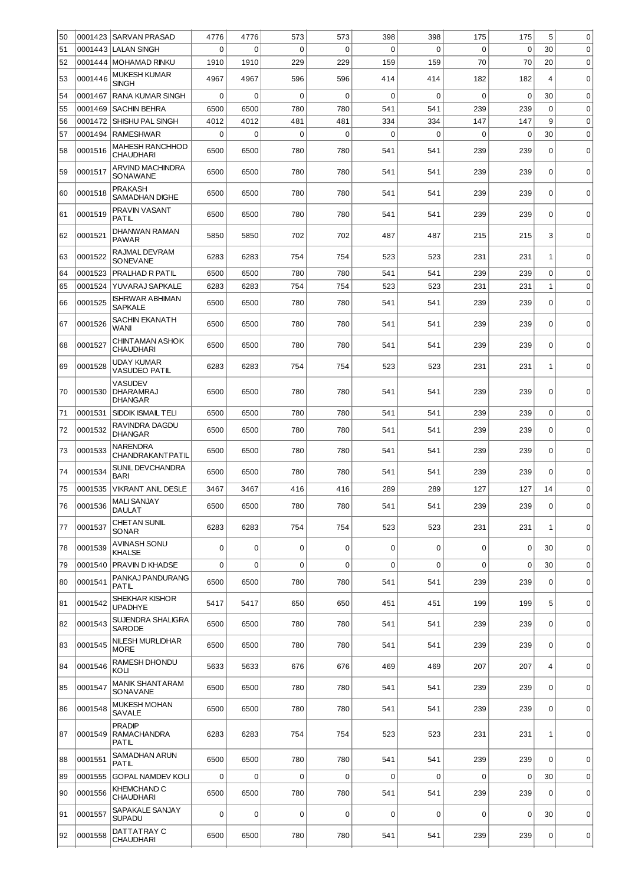| | | | | | | | | | | | |
|---|---|---|---|---|---|---|---|---|---|---|---|
| 50 | 0001423 | SARVAN PRASAD | 4776 | 4776 | 573 | 573 | 398 | 398 | 175 | 175 | 5 | 0 |
| 51 | 0001443 | LALAN SINGH | 0 | 0 | 0 | 0 | 0 | 0 | 0 | 0 | 30 | 0 |
| 52 | 0001444 | MOHAMAD RINKU | 1910 | 1910 | 229 | 229 | 159 | 159 | 70 | 70 | 20 | 0 |
| 53 | 0001446 | MUKESH KUMAR SINGH | 4967 | 4967 | 596 | 596 | 414 | 414 | 182 | 182 | 4 | 0 |
| 54 | 0001467 | RANA KUMAR SINGH | 0 | 0 | 0 | 0 | 0 | 0 | 0 | 0 | 30 | 0 |
| 55 | 0001469 | SACHIN BEHRA | 6500 | 6500 | 780 | 780 | 541 | 541 | 239 | 239 | 0 | 0 |
| 56 | 0001472 | SHISHU PAL SINGH | 4012 | 4012 | 481 | 481 | 334 | 334 | 147 | 147 | 9 | 0 |
| 57 | 0001494 | RAMESHWAR | 0 | 0 | 0 | 0 | 0 | 0 | 0 | 0 | 30 | 0 |
| 58 | 0001516 | MAHESH RANCHHOD CHAUDHARI | 6500 | 6500 | 780 | 780 | 541 | 541 | 239 | 239 | 0 | 0 |
| 59 | 0001517 | ARVIND MACHINDRA SONAWANE | 6500 | 6500 | 780 | 780 | 541 | 541 | 239 | 239 | 0 | 0 |
| 60 | 0001518 | PRAKASH SAMADHAN DIGHE | 6500 | 6500 | 780 | 780 | 541 | 541 | 239 | 239 | 0 | 0 |
| 61 | 0001519 | PRAVIN VASANT PATIL | 6500 | 6500 | 780 | 780 | 541 | 541 | 239 | 239 | 0 | 0 |
| 62 | 0001521 | DHANWAN RAMAN PAWAR | 5850 | 5850 | 702 | 702 | 487 | 487 | 215 | 215 | 3 | 0 |
| 63 | 0001522 | RAJMAL DEVRAM SONEVANE | 6283 | 6283 | 754 | 754 | 523 | 523 | 231 | 231 | 1 | 0 |
| 64 | 0001523 | PRALHAD R PATIL | 6500 | 6500 | 780 | 780 | 541 | 541 | 239 | 239 | 0 | 0 |
| 65 | 0001524 | YUVARAJ SAPKALE | 6283 | 6283 | 754 | 754 | 523 | 523 | 231 | 231 | 1 | 0 |
| 66 | 0001525 | ISHRWAR ABHIMAN SAPKALE | 6500 | 6500 | 780 | 780 | 541 | 541 | 239 | 239 | 0 | 0 |
| 67 | 0001526 | SACHIN EKANATH WANI | 6500 | 6500 | 780 | 780 | 541 | 541 | 239 | 239 | 0 | 0 |
| 68 | 0001527 | CHINTAMAN ASHOK CHAUDHARI | 6500 | 6500 | 780 | 780 | 541 | 541 | 239 | 239 | 0 | 0 |
| 69 | 0001528 | UDAY KUMAR VASUDEO PATIL | 6283 | 6283 | 754 | 754 | 523 | 523 | 231 | 231 | 1 | 0 |
| 70 | 0001530 | VASUDEV DHARAMRAJ DHANGAR | 6500 | 6500 | 780 | 780 | 541 | 541 | 239 | 239 | 0 | 0 |
| 71 | 0001531 | SIDDIK ISMAIL TELI | 6500 | 6500 | 780 | 780 | 541 | 541 | 239 | 239 | 0 | 0 |
| 72 | 0001532 | RAVINDRA DAGDU DHANGAR | 6500 | 6500 | 780 | 780 | 541 | 541 | 239 | 239 | 0 | 0 |
| 73 | 0001533 | NARENDRA CHANDRAKANTPATIL | 6500 | 6500 | 780 | 780 | 541 | 541 | 239 | 239 | 0 | 0 |
| 74 | 0001534 | SUNIL DEVCHANDRA BARI | 6500 | 6500 | 780 | 780 | 541 | 541 | 239 | 239 | 0 | 0 |
| 75 | 0001535 | VIKRANT ANIL DESLE | 3467 | 3467 | 416 | 416 | 289 | 289 | 127 | 127 | 14 | 0 |
| 76 | 0001536 | MALI SANJAY DAULAT | 6500 | 6500 | 780 | 780 | 541 | 541 | 239 | 239 | 0 | 0 |
| 77 | 0001537 | CHETAN SUNIL SONAR | 6283 | 6283 | 754 | 754 | 523 | 523 | 231 | 231 | 1 | 0 |
| 78 | 0001539 | AVINASH SONU KHALSE | 0 | 0 | 0 | 0 | 0 | 0 | 0 | 0 | 30 | 0 |
| 79 | 0001540 | PRAVIN D KHADSE | 0 | 0 | 0 | 0 | 0 | 0 | 0 | 0 | 30 | 0 |
| 80 | 0001541 | PANKAJ PANDURANG PATIL | 6500 | 6500 | 780 | 780 | 541 | 541 | 239 | 239 | 0 | 0 |
| 81 | 0001542 | SHEKHAR KISHOR UPADHYE | 5417 | 5417 | 650 | 650 | 451 | 451 | 199 | 199 | 5 | 0 |
| 82 | 0001543 | SUJENDRA SHALIGRA SARODE | 6500 | 6500 | 780 | 780 | 541 | 541 | 239 | 239 | 0 | 0 |
| 83 | 0001545 | NILESH MURLIDHAR MORE | 6500 | 6500 | 780 | 780 | 541 | 541 | 239 | 239 | 0 | 0 |
| 84 | 0001546 | RAMESH DHONDU KOLI | 5633 | 5633 | 676 | 676 | 469 | 469 | 207 | 207 | 4 | 0 |
| 85 | 0001547 | MANIK SHANTARAM SONAVANE | 6500 | 6500 | 780 | 780 | 541 | 541 | 239 | 239 | 0 | 0 |
| 86 | 0001548 | MUKESH MOHAN SAVALE | 6500 | 6500 | 780 | 780 | 541 | 541 | 239 | 239 | 0 | 0 |
| 87 | 0001549 | PRADIP RAMACHANDRA PATIL | 6283 | 6283 | 754 | 754 | 523 | 523 | 231 | 231 | 1 | 0 |
| 88 | 0001551 | SAMADHAN ARUN PATIL | 6500 | 6500 | 780 | 780 | 541 | 541 | 239 | 239 | 0 | 0 |
| 89 | 0001555 | GOPAL NAMDEV KOLI | 0 | 0 | 0 | 0 | 0 | 0 | 0 | 0 | 30 | 0 |
| 90 | 0001556 | KHEMCHAND C CHAUDHARI | 6500 | 6500 | 780 | 780 | 541 | 541 | 239 | 239 | 0 | 0 |
| 91 | 0001557 | SAPAKALE SANJAY SUPADU | 0 | 0 | 0 | 0 | 0 | 0 | 0 | 0 | 30 | 0 |
| 92 | 0001558 | DATTATRAY C CHAUDHARI | 6500 | 6500 | 780 | 780 | 541 | 541 | 239 | 239 | 0 | 0 |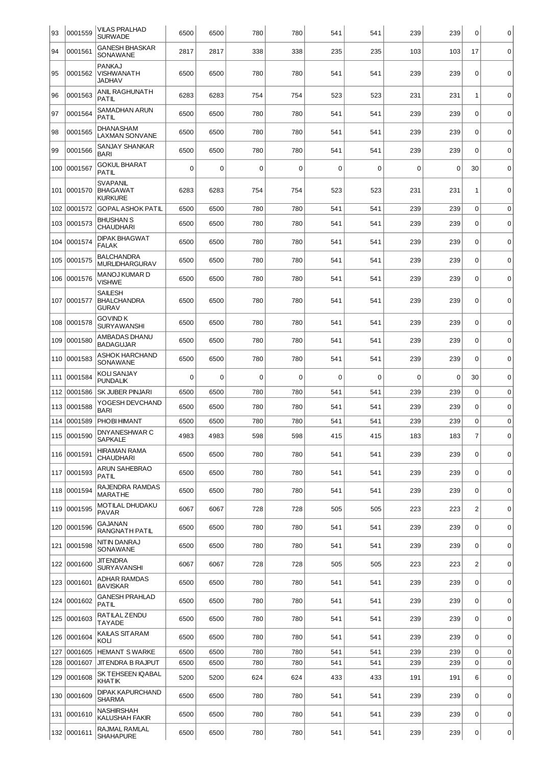| 93 | 0001559 | VILAS PRALHAD SURWADE | 6500 | 6500 | 780 | 780 | 541 | 541 | 239 | 239 | 0 | 0 |
|---|---|---|---|---|---|---|---|---|---|---|---|---|
| 94 | 0001561 | GANESH BHASKAR SONAWANE | 2817 | 2817 | 338 | 338 | 235 | 235 | 103 | 103 | 17 | 0 |
| 95 | 0001562 | PANKAJ VISHWANATH JADHAV | 6500 | 6500 | 780 | 780 | 541 | 541 | 239 | 239 | 0 | 0 |
| 96 | 0001563 | ANIL RAGHUNATH PATIL | 6283 | 6283 | 754 | 754 | 523 | 523 | 231 | 231 | 1 | 0 |
| 97 | 0001564 | SAMADHAN ARUN PATIL | 6500 | 6500 | 780 | 780 | 541 | 541 | 239 | 239 | 0 | 0 |
| 98 | 0001565 | DHANASHAM LAXMAN SONVANE | 6500 | 6500 | 780 | 780 | 541 | 541 | 239 | 239 | 0 | 0 |
| 99 | 0001566 | SANJAY SHANKAR BARI | 6500 | 6500 | 780 | 780 | 541 | 541 | 239 | 239 | 0 | 0 |
| 100 | 0001567 | GOKUL BHARAT PATIL | 0 | 0 | 0 | 0 | 0 | 0 | 0 | 0 | 30 | 0 |
| 101 | 0001570 | SVAPANIL BHAGAWAT KURKURE | 6283 | 6283 | 754 | 754 | 523 | 523 | 231 | 231 | 1 | 0 |
| 102 | 0001572 | GOPAL ASHOK PATIL | 6500 | 6500 | 780 | 780 | 541 | 541 | 239 | 239 | 0 | 0 |
| 103 | 0001573 | BHUSHAN S CHAUDHARI | 6500 | 6500 | 780 | 780 | 541 | 541 | 239 | 239 | 0 | 0 |
| 104 | 0001574 | DIPAK BHAGWAT FALAK | 6500 | 6500 | 780 | 780 | 541 | 541 | 239 | 239 | 0 | 0 |
| 105 | 0001575 | BALCHANDRA MURLIDHARGURAV | 6500 | 6500 | 780 | 780 | 541 | 541 | 239 | 239 | 0 | 0 |
| 106 | 0001576 | MANOJ KUMAR D VISHWE | 6500 | 6500 | 780 | 780 | 541 | 541 | 239 | 239 | 0 | 0 |
| 107 | 0001577 | SAILESH BHALCHANDRA GURAV | 6500 | 6500 | 780 | 780 | 541 | 541 | 239 | 239 | 0 | 0 |
| 108 | 0001578 | GOVIND K SURYAWANSHI | 6500 | 6500 | 780 | 780 | 541 | 541 | 239 | 239 | 0 | 0 |
| 109 | 0001580 | AMBADAS DHANU BADAGUJAR | 6500 | 6500 | 780 | 780 | 541 | 541 | 239 | 239 | 0 | 0 |
| 110 | 0001583 | ASHOK HARCHAND SONAWANE | 6500 | 6500 | 780 | 780 | 541 | 541 | 239 | 239 | 0 | 0 |
| 111 | 0001584 | KOLI SANJAY PUNDALIK | 0 | 0 | 0 | 0 | 0 | 0 | 0 | 0 | 30 | 0 |
| 112 | 0001586 | SK JUBER PINJARI | 6500 | 6500 | 780 | 780 | 541 | 541 | 239 | 239 | 0 | 0 |
| 113 | 0001588 | YOGESH DEVCHAND BARI | 6500 | 6500 | 780 | 780 | 541 | 541 | 239 | 239 | 0 | 0 |
| 114 | 0001589 | PHOBI HIMANT | 6500 | 6500 | 780 | 780 | 541 | 541 | 239 | 239 | 0 | 0 |
| 115 | 0001590 | DNYANESHWAR C SAPKALE | 4983 | 4983 | 598 | 598 | 415 | 415 | 183 | 183 | 7 | 0 |
| 116 | 0001591 | HIRAMAN RAMA CHAUDHARI | 6500 | 6500 | 780 | 780 | 541 | 541 | 239 | 239 | 0 | 0 |
| 117 | 0001593 | ARUN SAHEBRAO PATIL | 6500 | 6500 | 780 | 780 | 541 | 541 | 239 | 239 | 0 | 0 |
| 118 | 0001594 | RAJENDRA RAMDAS MARATHE | 6500 | 6500 | 780 | 780 | 541 | 541 | 239 | 239 | 0 | 0 |
| 119 | 0001595 | MOTILAL DHUDAKU PAVAR | 6067 | 6067 | 728 | 728 | 505 | 505 | 223 | 223 | 2 | 0 |
| 120 | 0001596 | GAJANAN RANGNATH PATIL | 6500 | 6500 | 780 | 780 | 541 | 541 | 239 | 239 | 0 | 0 |
| 121 | 0001598 | NITIN DANRAJ SONAWANE | 6500 | 6500 | 780 | 780 | 541 | 541 | 239 | 239 | 0 | 0 |
| 122 | 0001600 | JITENDRA SURYAVANSHI | 6067 | 6067 | 728 | 728 | 505 | 505 | 223 | 223 | 2 | 0 |
| 123 | 0001601 | ADHAR RAMDAS BAVISKAR | 6500 | 6500 | 780 | 780 | 541 | 541 | 239 | 239 | 0 | 0 |
| 124 | 0001602 | GANESH PRAHLAD PATIL | 6500 | 6500 | 780 | 780 | 541 | 541 | 239 | 239 | 0 | 0 |
| 125 | 0001603 | RATILAL ZENDU TAYADE | 6500 | 6500 | 780 | 780 | 541 | 541 | 239 | 239 | 0 | 0 |
| 126 | 0001604 | KAILAS SITARAM KOLI | 6500 | 6500 | 780 | 780 | 541 | 541 | 239 | 239 | 0 | 0 |
| 127 | 0001605 | HEMANT S WARKE | 6500 | 6500 | 780 | 780 | 541 | 541 | 239 | 239 | 0 | 0 |
| 128 | 0001607 | JITENDRA B RAJPUT | 6500 | 6500 | 780 | 780 | 541 | 541 | 239 | 239 | 0 | 0 |
| 129 | 0001608 | SK TEHSEEN IQABAL KHATIK | 5200 | 5200 | 624 | 624 | 433 | 433 | 191 | 191 | 6 | 0 |
| 130 | 0001609 | DIPAK KAPURCHAND SHARMA | 6500 | 6500 | 780 | 780 | 541 | 541 | 239 | 239 | 0 | 0 |
| 131 | 0001610 | NASHIRSHAH KALUSHAH FAKIR | 6500 | 6500 | 780 | 780 | 541 | 541 | 239 | 239 | 0 | 0 |
| 132 | 0001611 | RAJMAL RAMLAL SHAHAPURE | 6500 | 6500 | 780 | 780 | 541 | 541 | 239 | 239 | 0 | 0 |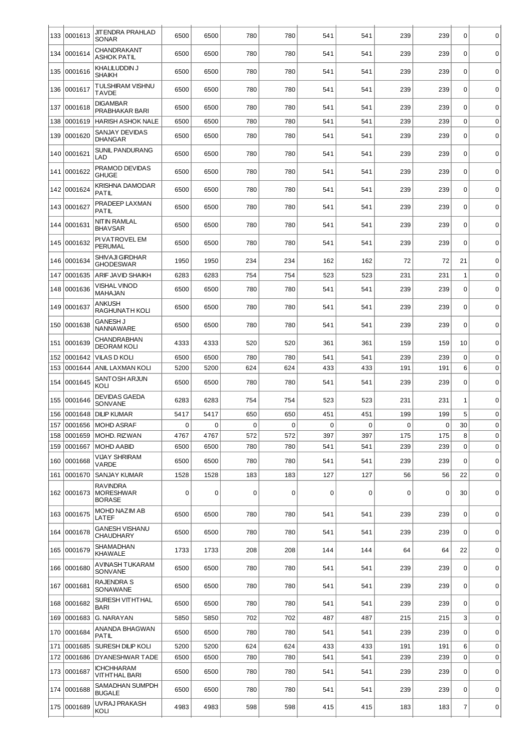| | | | | | | | | | | | |
|---|---|---|---|---|---|---|---|---|---|---|---|
| 133 | 0001613 | JITENDRA PRAHLAD SONAR | 6500 | 6500 | 780 | 780 | 541 | 541 | 239 | 239 | 0 | 0 |
| 134 | 0001614 | CHANDRAKANT ASHOK PATIL | 6500 | 6500 | 780 | 780 | 541 | 541 | 239 | 239 | 0 | 0 |
| 135 | 0001616 | KHALILUDDIN J SHAIKH | 6500 | 6500 | 780 | 780 | 541 | 541 | 239 | 239 | 0 | 0 |
| 136 | 0001617 | TULSHIRAM VISHNU TAVDE | 6500 | 6500 | 780 | 780 | 541 | 541 | 239 | 239 | 0 | 0 |
| 137 | 0001618 | DIGAMBAR PRABHAKAR BARI | 6500 | 6500 | 780 | 780 | 541 | 541 | 239 | 239 | 0 | 0 |
| 138 | 0001619 | HARISH ASHOK NALE | 6500 | 6500 | 780 | 780 | 541 | 541 | 239 | 239 | 0 | 0 |
| 139 | 0001620 | SANJAY DEVIDAS DHANGAR | 6500 | 6500 | 780 | 780 | 541 | 541 | 239 | 239 | 0 | 0 |
| 140 | 0001621 | SUNIL PANDURANG LAD | 6500 | 6500 | 780 | 780 | 541 | 541 | 239 | 239 | 0 | 0 |
| 141 | 0001622 | PRAMOD DEVIDAS GHUGE | 6500 | 6500 | 780 | 780 | 541 | 541 | 239 | 239 | 0 | 0 |
| 142 | 0001624 | KRISHNA DAMODAR PATIL | 6500 | 6500 | 780 | 780 | 541 | 541 | 239 | 239 | 0 | 0 |
| 143 | 0001627 | PRADEEP LAXMAN PATIL | 6500 | 6500 | 780 | 780 | 541 | 541 | 239 | 239 | 0 | 0 |
| 144 | 0001631 | NITIN RAMLAL BHAVSAR | 6500 | 6500 | 780 | 780 | 541 | 541 | 239 | 239 | 0 | 0 |
| 145 | 0001632 | PIVATROVEL EM PERUMAL | 6500 | 6500 | 780 | 780 | 541 | 541 | 239 | 239 | 0 | 0 |
| 146 | 0001634 | SHIVAJI GIRDHAR GHODESWAR | 1950 | 1950 | 234 | 234 | 162 | 162 | 72 | 72 | 21 | 0 |
| 147 | 0001635 | ARIF JAVID SHAIKH | 6283 | 6283 | 754 | 754 | 523 | 523 | 231 | 231 | 1 | 0 |
| 148 | 0001636 | VISHAL VINOD MAHAJAN | 6500 | 6500 | 780 | 780 | 541 | 541 | 239 | 239 | 0 | 0 |
| 149 | 0001637 | ANKUSH RAGHUNATH KOLI | 6500 | 6500 | 780 | 780 | 541 | 541 | 239 | 239 | 0 | 0 |
| 150 | 0001638 | GANESH J NANNAWARE | 6500 | 6500 | 780 | 780 | 541 | 541 | 239 | 239 | 0 | 0 |
| 151 | 0001639 | CHANDRABHAN DEORAM KOLI | 4333 | 4333 | 520 | 520 | 361 | 361 | 159 | 159 | 10 | 0 |
| 152 | 0001642 | VILAS D KOLI | 6500 | 6500 | 780 | 780 | 541 | 541 | 239 | 239 | 0 | 0 |
| 153 | 0001644 | ANIL LAXMAN KOLI | 5200 | 5200 | 624 | 624 | 433 | 433 | 191 | 191 | 6 | 0 |
| 154 | 0001645 | SANTOSH ARJUN KOLI | 6500 | 6500 | 780 | 780 | 541 | 541 | 239 | 239 | 0 | 0 |
| 155 | 0001646 | DEVIDAS GAEDA SONVANE | 6283 | 6283 | 754 | 754 | 523 | 523 | 231 | 231 | 1 | 0 |
| 156 | 0001648 | DILIP KUMAR | 5417 | 5417 | 650 | 650 | 451 | 451 | 199 | 199 | 5 | 0 |
| 157 | 0001656 | MOHD ASRAF | 0 | 0 | 0 | 0 | 0 | 0 | 0 | 0 | 30 | 0 |
| 158 | 0001659 | MOHD. RIZWAN | 4767 | 4767 | 572 | 572 | 397 | 397 | 175 | 175 | 8 | 0 |
| 159 | 0001667 | MOHD AABID | 6500 | 6500 | 780 | 780 | 541 | 541 | 239 | 239 | 0 | 0 |
| 160 | 0001668 | VIJAY SHRIRAM VARDE | 6500 | 6500 | 780 | 780 | 541 | 541 | 239 | 239 | 0 | 0 |
| 161 | 0001670 | SANJAY KUMAR | 1528 | 1528 | 183 | 183 | 127 | 127 | 56 | 56 | 22 | 0 |
| 162 | 0001673 | RAVINDRA MORESHWAR BORASE | 0 | 0 | 0 | 0 | 0 | 0 | 0 | 0 | 30 | 0 |
| 163 | 0001675 | MOHD NAZIM AB LATEF | 6500 | 6500 | 780 | 780 | 541 | 541 | 239 | 239 | 0 | 0 |
| 164 | 0001678 | GANESH VISHANU CHAUDHARY | 6500 | 6500 | 780 | 780 | 541 | 541 | 239 | 239 | 0 | 0 |
| 165 | 0001679 | SHAMADHAN KHAWALE | 1733 | 1733 | 208 | 208 | 144 | 144 | 64 | 64 | 22 | 0 |
| 166 | 0001680 | AVINASH TUKARAM SONVANE | 6500 | 6500 | 780 | 780 | 541 | 541 | 239 | 239 | 0 | 0 |
| 167 | 0001681 | RAJENDRA S SONAWANE | 6500 | 6500 | 780 | 780 | 541 | 541 | 239 | 239 | 0 | 0 |
| 168 | 0001682 | SURESH VITHTHAL BARI | 6500 | 6500 | 780 | 780 | 541 | 541 | 239 | 239 | 0 | 0 |
| 169 | 0001683 | G. NARAYAN | 5850 | 5850 | 702 | 702 | 487 | 487 | 215 | 215 | 3 | 0 |
| 170 | 0001684 | ANANDA BHAGWAN PATIL | 6500 | 6500 | 780 | 780 | 541 | 541 | 239 | 239 | 0 | 0 |
| 171 | 0001685 | SURESH DILIP KOLI | 5200 | 5200 | 624 | 624 | 433 | 433 | 191 | 191 | 6 | 0 |
| 172 | 0001686 | DYANESHWAR TADE | 6500 | 6500 | 780 | 780 | 541 | 541 | 239 | 239 | 0 | 0 |
| 173 | 0001687 | ICHCHHARAM VITHTHAL BARI | 6500 | 6500 | 780 | 780 | 541 | 541 | 239 | 239 | 0 | 0 |
| 174 | 0001688 | SAMADHAN SUMPDH BUGALE | 6500 | 6500 | 780 | 780 | 541 | 541 | 239 | 239 | 0 | 0 |
| 175 | 0001689 | UVRAJ PRAKASH KOLI | 4983 | 4983 | 598 | 598 | 415 | 415 | 183 | 183 | 7 | 0 |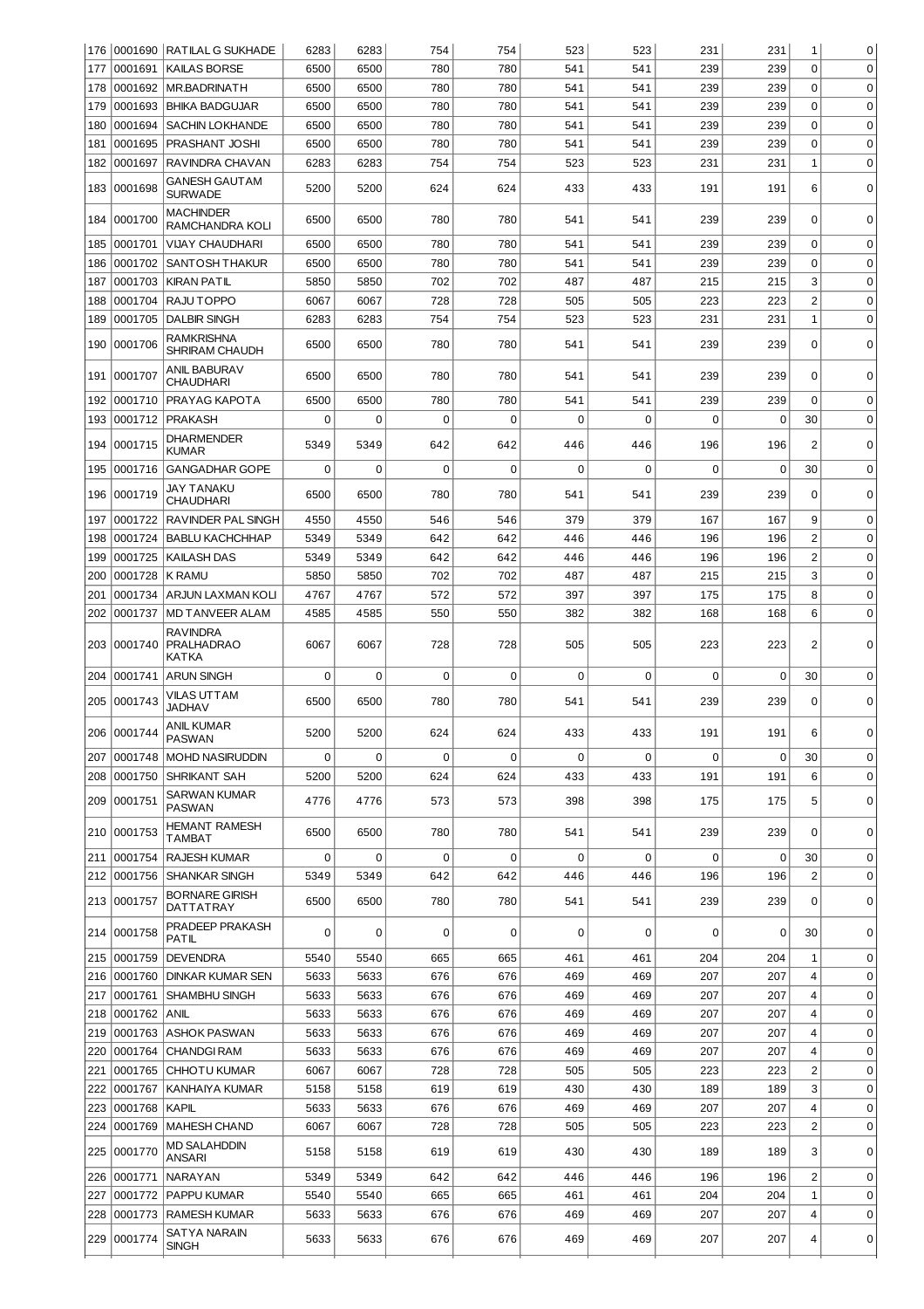| 176 | 0001690 | RATILAL G SUKHADE | 6283 | 6283 | 754 | 754 | 523 | 523 | 231 | 231 | 1 | 0 |
|---|---|---|---|---|---|---|---|---|---|---|---|---|
| 177 | 0001691 | KAILAS BORSE | 6500 | 6500 | 780 | 780 | 541 | 541 | 239 | 239 | 0 | 0 |
| 178 | 0001692 | MR.BADRINATH | 6500 | 6500 | 780 | 780 | 541 | 541 | 239 | 239 | 0 | 0 |
| 179 | 0001693 | BHIKA BADGUJAR | 6500 | 6500 | 780 | 780 | 541 | 541 | 239 | 239 | 0 | 0 |
| 180 | 0001694 | SACHIN LOKHANDE | 6500 | 6500 | 780 | 780 | 541 | 541 | 239 | 239 | 0 | 0 |
| 181 | 0001695 | PRASHANT JOSHI | 6500 | 6500 | 780 | 780 | 541 | 541 | 239 | 239 | 0 | 0 |
| 182 | 0001697 | RAVINDRA CHAVAN | 6283 | 6283 | 754 | 754 | 523 | 523 | 231 | 231 | 1 | 0 |
| 183 | 0001698 | GANESH GAUTAM SURWADE | 5200 | 5200 | 624 | 624 | 433 | 433 | 191 | 191 | 6 | 0 |
| 184 | 0001700 | MACHINDER RAMCHANDRA KOLI | 6500 | 6500 | 780 | 780 | 541 | 541 | 239 | 239 | 0 | 0 |
| 185 | 0001701 | VIJAY CHAUDHARI | 6500 | 6500 | 780 | 780 | 541 | 541 | 239 | 239 | 0 | 0 |
| 186 | 0001702 | SANTOSH THAKUR | 6500 | 6500 | 780 | 780 | 541 | 541 | 239 | 239 | 0 | 0 |
| 187 | 0001703 | KIRAN PATIL | 5850 | 5850 | 702 | 702 | 487 | 487 | 215 | 215 | 3 | 0 |
| 188 | 0001704 | RAJU TOPPO | 6067 | 6067 | 728 | 728 | 505 | 505 | 223 | 223 | 2 | 0 |
| 189 | 0001705 | DALBIR SINGH | 6283 | 6283 | 754 | 754 | 523 | 523 | 231 | 231 | 1 | 0 |
| 190 | 0001706 | RAMKRISHNA SHRIRAM CHAUDH | 6500 | 6500 | 780 | 780 | 541 | 541 | 239 | 239 | 0 | 0 |
| 191 | 0001707 | ANIL BABURAV CHAUDHARI | 6500 | 6500 | 780 | 780 | 541 | 541 | 239 | 239 | 0 | 0 |
| 192 | 0001710 | PRAYAG KAPOTA | 6500 | 6500 | 780 | 780 | 541 | 541 | 239 | 239 | 0 | 0 |
| 193 | 0001712 | PRAKASH | 0 | 0 | 0 | 0 | 0 | 0 | 0 | 0 | 30 | 0 |
| 194 | 0001715 | DHARMENDER KUMAR | 5349 | 5349 | 642 | 642 | 446 | 446 | 196 | 196 | 2 | 0 |
| 195 | 0001716 | GANGADHAR GOPE | 0 | 0 | 0 | 0 | 0 | 0 | 0 | 0 | 30 | 0 |
| 196 | 0001719 | JAY TANAKU CHAUDHARI | 6500 | 6500 | 780 | 780 | 541 | 541 | 239 | 239 | 0 | 0 |
| 197 | 0001722 | RAVINDER PAL SINGH | 4550 | 4550 | 546 | 546 | 379 | 379 | 167 | 167 | 9 | 0 |
| 198 | 0001724 | BABLU KACHCHHAP | 5349 | 5349 | 642 | 642 | 446 | 446 | 196 | 196 | 2 | 0 |
| 199 | 0001725 | KAILASH DAS | 5349 | 5349 | 642 | 642 | 446 | 446 | 196 | 196 | 2 | 0 |
| 200 | 0001728 | K RAMU | 5850 | 5850 | 702 | 702 | 487 | 487 | 215 | 215 | 3 | 0 |
| 201 | 0001734 | ARJUN LAXMAN KOLI | 4767 | 4767 | 572 | 572 | 397 | 397 | 175 | 175 | 8 | 0 |
| 202 | 0001737 | MD TANVEER ALAM | 4585 | 4585 | 550 | 550 | 382 | 382 | 168 | 168 | 6 | 0 |
| 203 | 0001740 | RAVINDRA PRALHADRAO KATKA | 6067 | 6067 | 728 | 728 | 505 | 505 | 223 | 223 | 2 | 0 |
| 204 | 0001741 | ARUN SINGH | 0 | 0 | 0 | 0 | 0 | 0 | 0 | 0 | 30 | 0 |
| 205 | 0001743 | VILAS UTTAM JADHAV | 6500 | 6500 | 780 | 780 | 541 | 541 | 239 | 239 | 0 | 0 |
| 206 | 0001744 | ANIL KUMAR PASWAN | 5200 | 5200 | 624 | 624 | 433 | 433 | 191 | 191 | 6 | 0 |
| 207 | 0001748 | MOHD NASIRUDDIN | 0 | 0 | 0 | 0 | 0 | 0 | 0 | 0 | 30 | 0 |
| 208 | 0001750 | SHRIKANT SAH | 5200 | 5200 | 624 | 624 | 433 | 433 | 191 | 191 | 6 | 0 |
| 209 | 0001751 | SARWAN KUMAR PASWAN | 4776 | 4776 | 573 | 573 | 398 | 398 | 175 | 175 | 5 | 0 |
| 210 | 0001753 | HEMANT RAMESH TAMBAT | 6500 | 6500 | 780 | 780 | 541 | 541 | 239 | 239 | 0 | 0 |
| 211 | 0001754 | RAJESH KUMAR | 0 | 0 | 0 | 0 | 0 | 0 | 0 | 0 | 30 | 0 |
| 212 | 0001756 | SHANKAR SINGH | 5349 | 5349 | 642 | 642 | 446 | 446 | 196 | 196 | 2 | 0 |
| 213 | 0001757 | BORNARE GIRISH DATTATRAY | 6500 | 6500 | 780 | 780 | 541 | 541 | 239 | 239 | 0 | 0 |
| 214 | 0001758 | PRADEEP PRAKASH PATIL | 0 | 0 | 0 | 0 | 0 | 0 | 0 | 0 | 30 | 0 |
| 215 | 0001759 | DEVENDRA | 5540 | 5540 | 665 | 665 | 461 | 461 | 204 | 204 | 1 | 0 |
| 216 | 0001760 | DINKAR KUMAR SEN | 5633 | 5633 | 676 | 676 | 469 | 469 | 207 | 207 | 4 | 0 |
| 217 | 0001761 | SHAMBHU SINGH | 5633 | 5633 | 676 | 676 | 469 | 469 | 207 | 207 | 4 | 0 |
| 218 | 0001762 | ANIL | 5633 | 5633 | 676 | 676 | 469 | 469 | 207 | 207 | 4 | 0 |
| 219 | 0001763 | ASHOK PASWAN | 5633 | 5633 | 676 | 676 | 469 | 469 | 207 | 207 | 4 | 0 |
| 220 | 0001764 | CHANDGI RAM | 5633 | 5633 | 676 | 676 | 469 | 469 | 207 | 207 | 4 | 0 |
| 221 | 0001765 | CHHOTU KUMAR | 6067 | 6067 | 728 | 728 | 505 | 505 | 223 | 223 | 2 | 0 |
| 222 | 0001767 | KANHAIYA KUMAR | 5158 | 5158 | 619 | 619 | 430 | 430 | 189 | 189 | 3 | 0 |
| 223 | 0001768 | KAPIL | 5633 | 5633 | 676 | 676 | 469 | 469 | 207 | 207 | 4 | 0 |
| 224 | 0001769 | MAHESH CHAND | 6067 | 6067 | 728 | 728 | 505 | 505 | 223 | 223 | 2 | 0 |
| 225 | 0001770 | MD SALAHDDIN ANSARI | 5158 | 5158 | 619 | 619 | 430 | 430 | 189 | 189 | 3 | 0 |
| 226 | 0001771 | NARAYAN | 5349 | 5349 | 642 | 642 | 446 | 446 | 196 | 196 | 2 | 0 |
| 227 | 0001772 | PAPPU KUMAR | 5540 | 5540 | 665 | 665 | 461 | 461 | 204 | 204 | 1 | 0 |
| 228 | 0001773 | RAMESH KUMAR | 5633 | 5633 | 676 | 676 | 469 | 469 | 207 | 207 | 4 | 0 |
| 229 | 0001774 | SATYA NARAIN SINGH | 5633 | 5633 | 676 | 676 | 469 | 469 | 207 | 207 | 4 | 0 |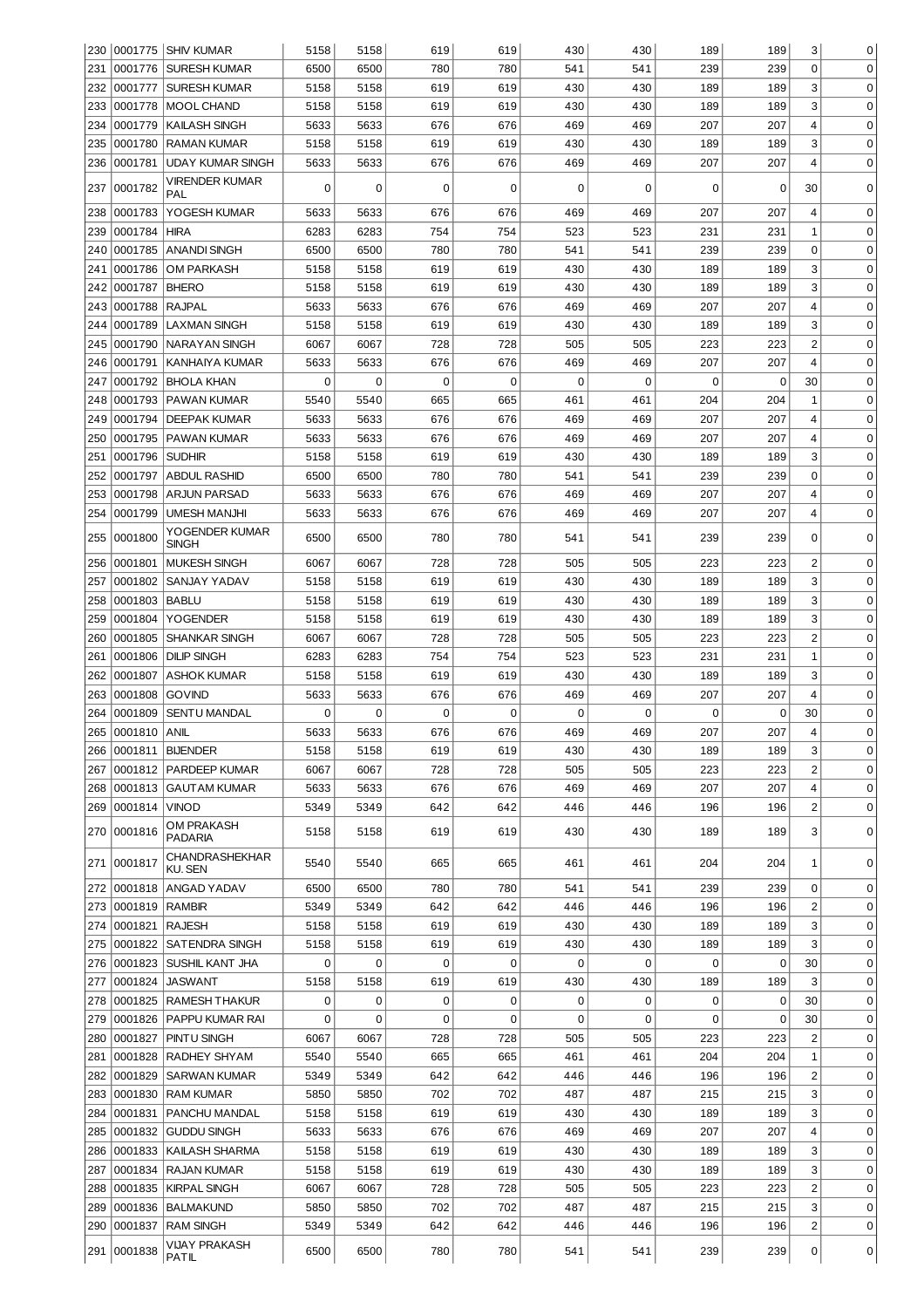| | | | | | | | | | | | |
|---|---|---|---|---|---|---|---|---|---|---|---|
| 230 | 0001775 | SHIV KUMAR | 5158 | 5158 | 619 | 619 | 430 | 430 | 189 | 189 | 3 | 0 |
| 231 | 0001776 | SURESH KUMAR | 6500 | 6500 | 780 | 780 | 541 | 541 | 239 | 239 | 0 | 0 |
| 232 | 0001777 | SURESH KUMAR | 5158 | 5158 | 619 | 619 | 430 | 430 | 189 | 189 | 3 | 0 |
| 233 | 0001778 | MOOL CHAND | 5158 | 5158 | 619 | 619 | 430 | 430 | 189 | 189 | 3 | 0 |
| 234 | 0001779 | KAILASH SINGH | 5633 | 5633 | 676 | 676 | 469 | 469 | 207 | 207 | 4 | 0 |
| 235 | 0001780 | RAMAN KUMAR | 5158 | 5158 | 619 | 619 | 430 | 430 | 189 | 189 | 3 | 0 |
| 236 | 0001781 | UDAY KUMAR SINGH | 5633 | 5633 | 676 | 676 | 469 | 469 | 207 | 207 | 4 | 0 |
| 237 | 0001782 | VIRENDER KUMAR PAL | 0 | 0 | 0 | 0 | 0 | 0 | 0 | 0 | 30 | 0 |
| 238 | 0001783 | YOGESH KUMAR | 5633 | 5633 | 676 | 676 | 469 | 469 | 207 | 207 | 4 | 0 |
| 239 | 0001784 | HIRA | 6283 | 6283 | 754 | 754 | 523 | 523 | 231 | 231 | 1 | 0 |
| 240 | 0001785 | ANANDI SINGH | 6500 | 6500 | 780 | 780 | 541 | 541 | 239 | 239 | 0 | 0 |
| 241 | 0001786 | OM PARKASH | 5158 | 5158 | 619 | 619 | 430 | 430 | 189 | 189 | 3 | 0 |
| 242 | 0001787 | BHERO | 5158 | 5158 | 619 | 619 | 430 | 430 | 189 | 189 | 3 | 0 |
| 243 | 0001788 | RAJPAL | 5633 | 5633 | 676 | 676 | 469 | 469 | 207 | 207 | 4 | 0 |
| 244 | 0001789 | LAXMAN SINGH | 5158 | 5158 | 619 | 619 | 430 | 430 | 189 | 189 | 3 | 0 |
| 245 | 0001790 | NARAYAN SINGH | 6067 | 6067 | 728 | 728 | 505 | 505 | 223 | 223 | 2 | 0 |
| 246 | 0001791 | KANHAIYA KUMAR | 5633 | 5633 | 676 | 676 | 469 | 469 | 207 | 207 | 4 | 0 |
| 247 | 0001792 | BHOLA KHAN | 0 | 0 | 0 | 0 | 0 | 0 | 0 | 0 | 30 | 0 |
| 248 | 0001793 | PAWAN KUMAR | 5540 | 5540 | 665 | 665 | 461 | 461 | 204 | 204 | 1 | 0 |
| 249 | 0001794 | DEEPAK KUMAR | 5633 | 5633 | 676 | 676 | 469 | 469 | 207 | 207 | 4 | 0 |
| 250 | 0001795 | PAWAN KUMAR | 5633 | 5633 | 676 | 676 | 469 | 469 | 207 | 207 | 4 | 0 |
| 251 | 0001796 | SUDHIR | 5158 | 5158 | 619 | 619 | 430 | 430 | 189 | 189 | 3 | 0 |
| 252 | 0001797 | ABDUL RASHID | 6500 | 6500 | 780 | 780 | 541 | 541 | 239 | 239 | 0 | 0 |
| 253 | 0001798 | ARJUN PARSAD | 5633 | 5633 | 676 | 676 | 469 | 469 | 207 | 207 | 4 | 0 |
| 254 | 0001799 | UMESH MANJHI | 5633 | 5633 | 676 | 676 | 469 | 469 | 207 | 207 | 4 | 0 |
| 255 | 0001800 | YOGENDER KUMAR SINGH | 6500 | 6500 | 780 | 780 | 541 | 541 | 239 | 239 | 0 | 0 |
| 256 | 0001801 | MUKESH SINGH | 6067 | 6067 | 728 | 728 | 505 | 505 | 223 | 223 | 2 | 0 |
| 257 | 0001802 | SANJAY YADAV | 5158 | 5158 | 619 | 619 | 430 | 430 | 189 | 189 | 3 | 0 |
| 258 | 0001803 | BABLU | 5158 | 5158 | 619 | 619 | 430 | 430 | 189 | 189 | 3 | 0 |
| 259 | 0001804 | YOGENDER | 5158 | 5158 | 619 | 619 | 430 | 430 | 189 | 189 | 3 | 0 |
| 260 | 0001805 | SHANKAR SINGH | 6067 | 6067 | 728 | 728 | 505 | 505 | 223 | 223 | 2 | 0 |
| 261 | 0001806 | DILIP SINGH | 6283 | 6283 | 754 | 754 | 523 | 523 | 231 | 231 | 1 | 0 |
| 262 | 0001807 | ASHOK KUMAR | 5158 | 5158 | 619 | 619 | 430 | 430 | 189 | 189 | 3 | 0 |
| 263 | 0001808 | GOVIND | 5633 | 5633 | 676 | 676 | 469 | 469 | 207 | 207 | 4 | 0 |
| 264 | 0001809 | SENTU MANDAL | 0 | 0 | 0 | 0 | 0 | 0 | 0 | 0 | 30 | 0 |
| 265 | 0001810 | ANIL | 5633 | 5633 | 676 | 676 | 469 | 469 | 207 | 207 | 4 | 0 |
| 266 | 0001811 | BIJENDER | 5158 | 5158 | 619 | 619 | 430 | 430 | 189 | 189 | 3 | 0 |
| 267 | 0001812 | PARDEEP KUMAR | 6067 | 6067 | 728 | 728 | 505 | 505 | 223 | 223 | 2 | 0 |
| 268 | 0001813 | GAUTAM KUMAR | 5633 | 5633 | 676 | 676 | 469 | 469 | 207 | 207 | 4 | 0 |
| 269 | 0001814 | VINOD | 5349 | 5349 | 642 | 642 | 446 | 446 | 196 | 196 | 2 | 0 |
| 270 | 0001816 | OM PRAKASH PADARIA | 5158 | 5158 | 619 | 619 | 430 | 430 | 189 | 189 | 3 | 0 |
| 271 | 0001817 | CHANDRASHEKHAR KU. SEN | 5540 | 5540 | 665 | 665 | 461 | 461 | 204 | 204 | 1 | 0 |
| 272 | 0001818 | ANGAD YADAV | 6500 | 6500 | 780 | 780 | 541 | 541 | 239 | 239 | 0 | 0 |
| 273 | 0001819 | RAMBIR | 5349 | 5349 | 642 | 642 | 446 | 446 | 196 | 196 | 2 | 0 |
| 274 | 0001821 | RAJESH | 5158 | 5158 | 619 | 619 | 430 | 430 | 189 | 189 | 3 | 0 |
| 275 | 0001822 | SATENDRA SINGH | 5158 | 5158 | 619 | 619 | 430 | 430 | 189 | 189 | 3 | 0 |
| 276 | 0001823 | SUSHIL KANT JHA | 0 | 0 | 0 | 0 | 0 | 0 | 0 | 0 | 30 | 0 |
| 277 | 0001824 | JASWANT | 5158 | 5158 | 619 | 619 | 430 | 430 | 189 | 189 | 3 | 0 |
| 278 | 0001825 | RAMESH THAKUR | 0 | 0 | 0 | 0 | 0 | 0 | 0 | 0 | 30 | 0 |
| 279 | 0001826 | PAPPU KUMAR RAI | 0 | 0 | 0 | 0 | 0 | 0 | 0 | 0 | 30 | 0 |
| 280 | 0001827 | PINTU SINGH | 6067 | 6067 | 728 | 728 | 505 | 505 | 223 | 223 | 2 | 0 |
| 281 | 0001828 | RADHEY SHYAM | 5540 | 5540 | 665 | 665 | 461 | 461 | 204 | 204 | 1 | 0 |
| 282 | 0001829 | SARWAN KUMAR | 5349 | 5349 | 642 | 642 | 446 | 446 | 196 | 196 | 2 | 0 |
| 283 | 0001830 | RAM KUMAR | 5850 | 5850 | 702 | 702 | 487 | 487 | 215 | 215 | 3 | 0 |
| 284 | 0001831 | PANCHU MANDAL | 5158 | 5158 | 619 | 619 | 430 | 430 | 189 | 189 | 3 | 0 |
| 285 | 0001832 | GUDDU SINGH | 5633 | 5633 | 676 | 676 | 469 | 469 | 207 | 207 | 4 | 0 |
| 286 | 0001833 | KAILASH SHARMA | 5158 | 5158 | 619 | 619 | 430 | 430 | 189 | 189 | 3 | 0 |
| 287 | 0001834 | RAJAN KUMAR | 5158 | 5158 | 619 | 619 | 430 | 430 | 189 | 189 | 3 | 0 |
| 288 | 0001835 | KIRPAL SINGH | 6067 | 6067 | 728 | 728 | 505 | 505 | 223 | 223 | 2 | 0 |
| 289 | 0001836 | BALMAKUND | 5850 | 5850 | 702 | 702 | 487 | 487 | 215 | 215 | 3 | 0 |
| 290 | 0001837 | RAM SINGH | 5349 | 5349 | 642 | 642 | 446 | 446 | 196 | 196 | 2 | 0 |
| 291 | 0001838 | VIJAY PRAKASH PATIL | 6500 | 6500 | 780 | 780 | 541 | 541 | 239 | 239 | 0 | 0 |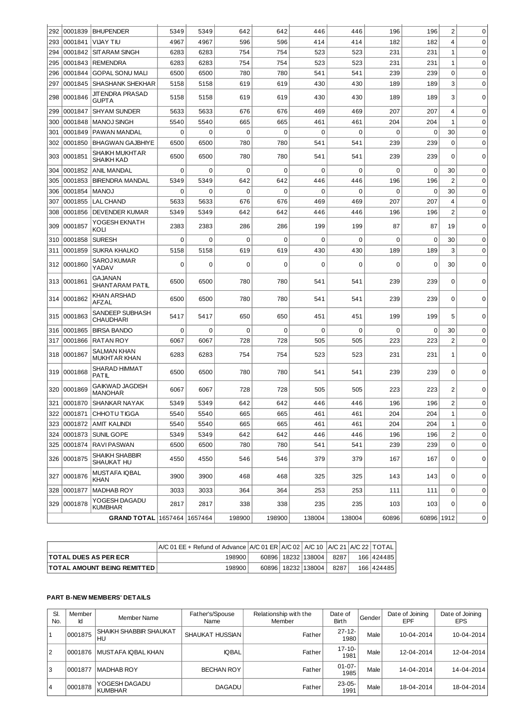| 292 | 0001839 | BHUPENDER | 5349 | 5349 | 642 | 642 | 446 | 446 | 196 | 196 | 2 | 0 |
|---|---|---|---|---|---|---|---|---|---|---|---|---|
| 293 | 0001841 | VIJAY TIU | 4967 | 4967 | 596 | 596 | 414 | 414 | 182 | 182 | 4 | 0 |
| 294 | 0001842 | SITARAM SINGH | 6283 | 6283 | 754 | 754 | 523 | 523 | 231 | 231 | 1 | 0 |
| 295 | 0001843 | REMENDRA | 6283 | 6283 | 754 | 754 | 523 | 523 | 231 | 231 | 1 | 0 |
| 296 | 0001844 | GOPAL SONU MALI | 6500 | 6500 | 780 | 780 | 541 | 541 | 239 | 239 | 0 | 0 |
| 297 | 0001845 | SHASHANK SHEKHAR | 5158 | 5158 | 619 | 619 | 430 | 430 | 189 | 189 | 3 | 0 |
| 298 | 0001846 | JITENDRA PRASAD GUPTA | 5158 | 5158 | 619 | 619 | 430 | 430 | 189 | 189 | 3 | 0 |
| 299 | 0001847 | SHYAM SUNDER | 5633 | 5633 | 676 | 676 | 469 | 469 | 207 | 207 | 4 | 0 |
| 300 | 0001848 | MANOJ SINGH | 5540 | 5540 | 665 | 665 | 461 | 461 | 204 | 204 | 1 | 0 |
| 301 | 0001849 | PAWAN MANDAL | 0 | 0 | 0 | 0 | 0 | 0 | 0 | 0 | 30 | 0 |
| 302 | 0001850 | BHAGWAN GAJBHIYE | 6500 | 6500 | 780 | 780 | 541 | 541 | 239 | 239 | 0 | 0 |
| 303 | 0001851 | SHAIKH MUKHTAR SHAIKH KAD | 6500 | 6500 | 780 | 780 | 541 | 541 | 239 | 239 | 0 | 0 |
| 304 | 0001852 | ANIL MANDAL | 0 | 0 | 0 | 0 | 0 | 0 | 0 | 0 | 30 | 0 |
| 305 | 0001853 | BIRENDRA MANDAL | 5349 | 5349 | 642 | 642 | 446 | 446 | 196 | 196 | 2 | 0 |
| 306 | 0001854 | MANOJ | 0 | 0 | 0 | 0 | 0 | 0 | 0 | 0 | 30 | 0 |
| 307 | 0001855 | LAL CHAND | 5633 | 5633 | 676 | 676 | 469 | 469 | 207 | 207 | 4 | 0 |
| 308 | 0001856 | DEVENDER KUMAR | 5349 | 5349 | 642 | 642 | 446 | 446 | 196 | 196 | 2 | 0 |
| 309 | 0001857 | YOGESH EKNATH KOLI | 2383 | 2383 | 286 | 286 | 199 | 199 | 87 | 87 | 19 | 0 |
| 310 | 0001858 | SURESH | 0 | 0 | 0 | 0 | 0 | 0 | 0 | 0 | 30 | 0 |
| 311 | 0001859 | SUKRA KHALKO | 5158 | 5158 | 619 | 619 | 430 | 430 | 189 | 189 | 3 | 0 |
| 312 | 0001860 | SAROJ KUMAR YADAV | 0 | 0 | 0 | 0 | 0 | 0 | 0 | 0 | 30 | 0 |
| 313 | 0001861 | GAJANAN SHANTARAM PATIL | 6500 | 6500 | 780 | 780 | 541 | 541 | 239 | 239 | 0 | 0 |
| 314 | 0001862 | KHAN ARSHAD AFZAL | 6500 | 6500 | 780 | 780 | 541 | 541 | 239 | 239 | 0 | 0 |
| 315 | 0001863 | SANDEEP SUBHASH CHAUDHARI | 5417 | 5417 | 650 | 650 | 451 | 451 | 199 | 199 | 5 | 0 |
| 316 | 0001865 | BIRSA BANDO | 0 | 0 | 0 | 0 | 0 | 0 | 0 | 0 | 30 | 0 |
| 317 | 0001866 | RATAN ROY | 6067 | 6067 | 728 | 728 | 505 | 505 | 223 | 223 | 2 | 0 |
| 318 | 0001867 | SALMAN KHAN MUKHTAR KHAN | 6283 | 6283 | 754 | 754 | 523 | 523 | 231 | 231 | 1 | 0 |
| 319 | 0001868 | SHARAD HIMMAT PATIL | 6500 | 6500 | 780 | 780 | 541 | 541 | 239 | 239 | 0 | 0 |
| 320 | 0001869 | GAIKWAD JAGDISH MANOHAR | 6067 | 6067 | 728 | 728 | 505 | 505 | 223 | 223 | 2 | 0 |
| 321 | 0001870 | SHANKAR NAYAK | 5349 | 5349 | 642 | 642 | 446 | 446 | 196 | 196 | 2 | 0 |
| 322 | 0001871 | CHHOTU TIGGA | 5540 | 5540 | 665 | 665 | 461 | 461 | 204 | 204 | 1 | 0 |
| 323 | 0001872 | AMIT KALINDI | 5540 | 5540 | 665 | 665 | 461 | 461 | 204 | 204 | 1 | 0 |
| 324 | 0001873 | SUNIL GOPE | 5349 | 5349 | 642 | 642 | 446 | 446 | 196 | 196 | 2 | 0 |
| 325 | 0001874 | RAVI PASWAN | 6500 | 6500 | 780 | 780 | 541 | 541 | 239 | 239 | 0 | 0 |
| 326 | 0001875 | SHAIKH SHABBIR SHAUKAT HU | 4550 | 4550 | 546 | 546 | 379 | 379 | 167 | 167 | 0 | 0 |
| 327 | 0001876 | MUSTAFA IQBAL KHAN | 3900 | 3900 | 468 | 468 | 325 | 325 | 143 | 143 | 0 | 0 |
| 328 | 0001877 | MADHAB ROY | 3033 | 3033 | 364 | 364 | 253 | 253 | 111 | 111 | 0 | 0 |
| 329 | 0001878 | YOGESH DAGADU KUMBHAR | 2817 | 2817 | 338 | 338 | 235 | 235 | 103 | 103 | 0 | 0 |
| | | **GRAND TOTAL** | 1657464 | 1657464 | 198900 | 198900 | 138004 | 138004 | 60896 | 60896 | 1912 | 0 |

| | A/C 01 EE + Refund of Advance | A/C 01 ER | A/C 02 | A/C 10 | A/C 21 | A/C 22 | TOTAL |
|---|---|---|---|---|---|---|---|
| **TOTAL DUES AS PER ECR** | 198900 | 60896 | 18232 | 138004 | 8287 | 166 | 424485 |
| **TOTAL AMOUNT BEING REMITTED** | 198900 | 60896 | 18232 | 138004 | 8287 | 166 | 424485 |

**PART B-NEW MEMBERS' DETAILS**

| Sl. No. | Member Id | Member Name | Father's/Spouse Name | Relationship with the Member | Date of Birth | Gender | Date of Joining EPF | Date of Joining EPS |
|---|---|---|---|---|---|---|---|---|
| 1 | 0001875 | SHAIKH SHABBIR SHAUKAT HU | SHAUKAT HUSSIAN | Father | 27-12-1980 | Male | 10-04-2014 | 10-04-2014 |
| 2 | 0001876 | MUSTAFA IQBAL KHAN | IQBAL | Father | 17-10-1981 | Male | 12-04-2014 | 12-04-2014 |
| 3 | 0001877 | MADHAB ROY | BECHAN ROY | Father | 01-07-1985 | Male | 14-04-2014 | 14-04-2014 |
| 4 | 0001878 | YOGESH DAGADU KUMBHAR | DAGADU | Father | 23-05-1991 | Male | 18-04-2014 | 18-04-2014 |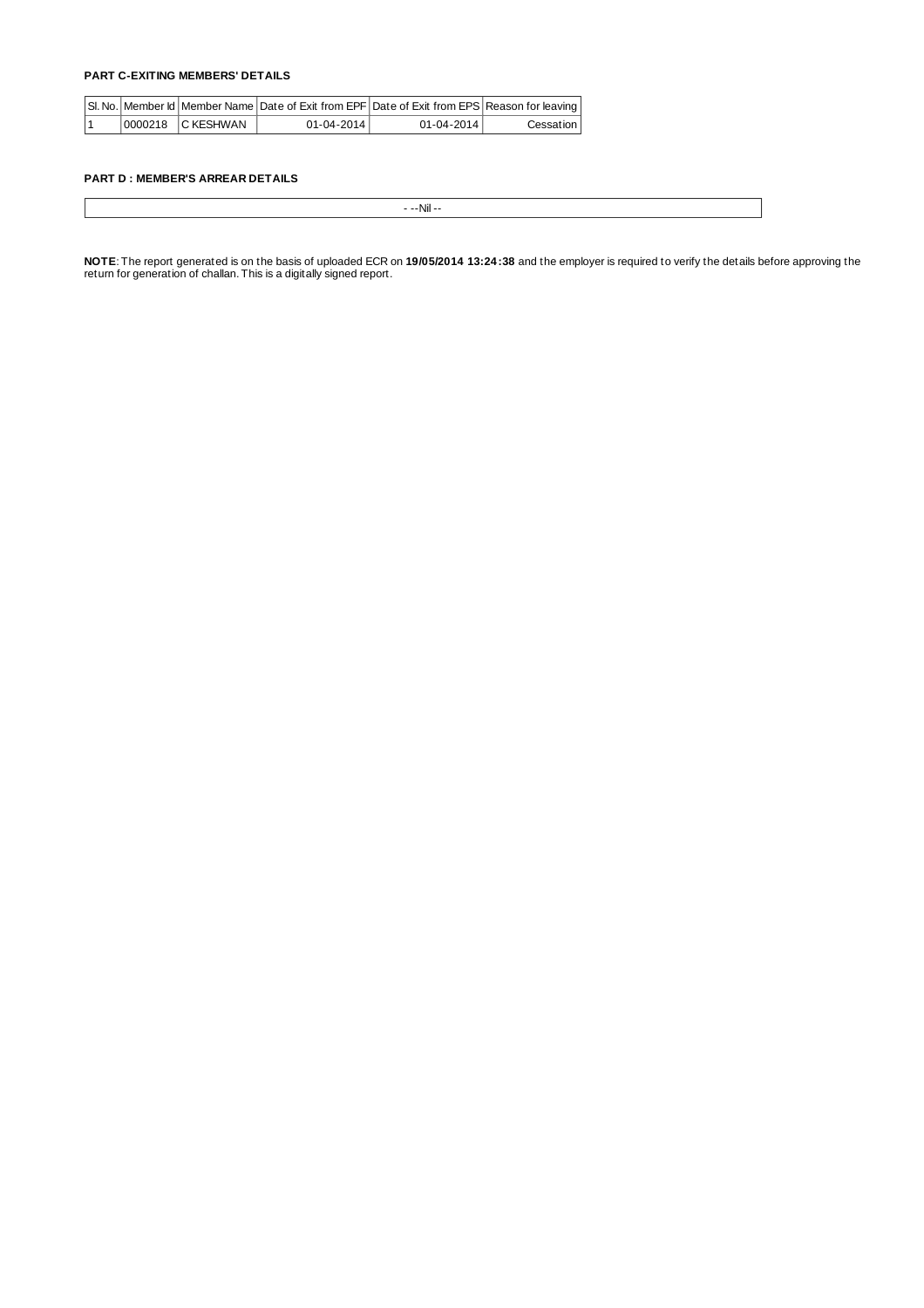**PART C-EXITING MEMBERS' DETAILS**

| Sl. No. | Member Id | Member Name | Date of Exit from EPF | Date of Exit from EPS | Reason for leaving |
|---|---|---|---|---|---|
| 1 | 0000218 | C KESHWAN | 01-04-2014 | 01-04-2014 | Cessation |

**PART D : MEMBER'S ARREAR DETAILS**

| |
|---|
| - --Nil -- |

**NOTE**: The report generated is on the basis of uploaded ECR on **19/05/2014 13:24:38** and the employer is required to verify the details before approving the return for generation of challan. This is a digitally signed report.